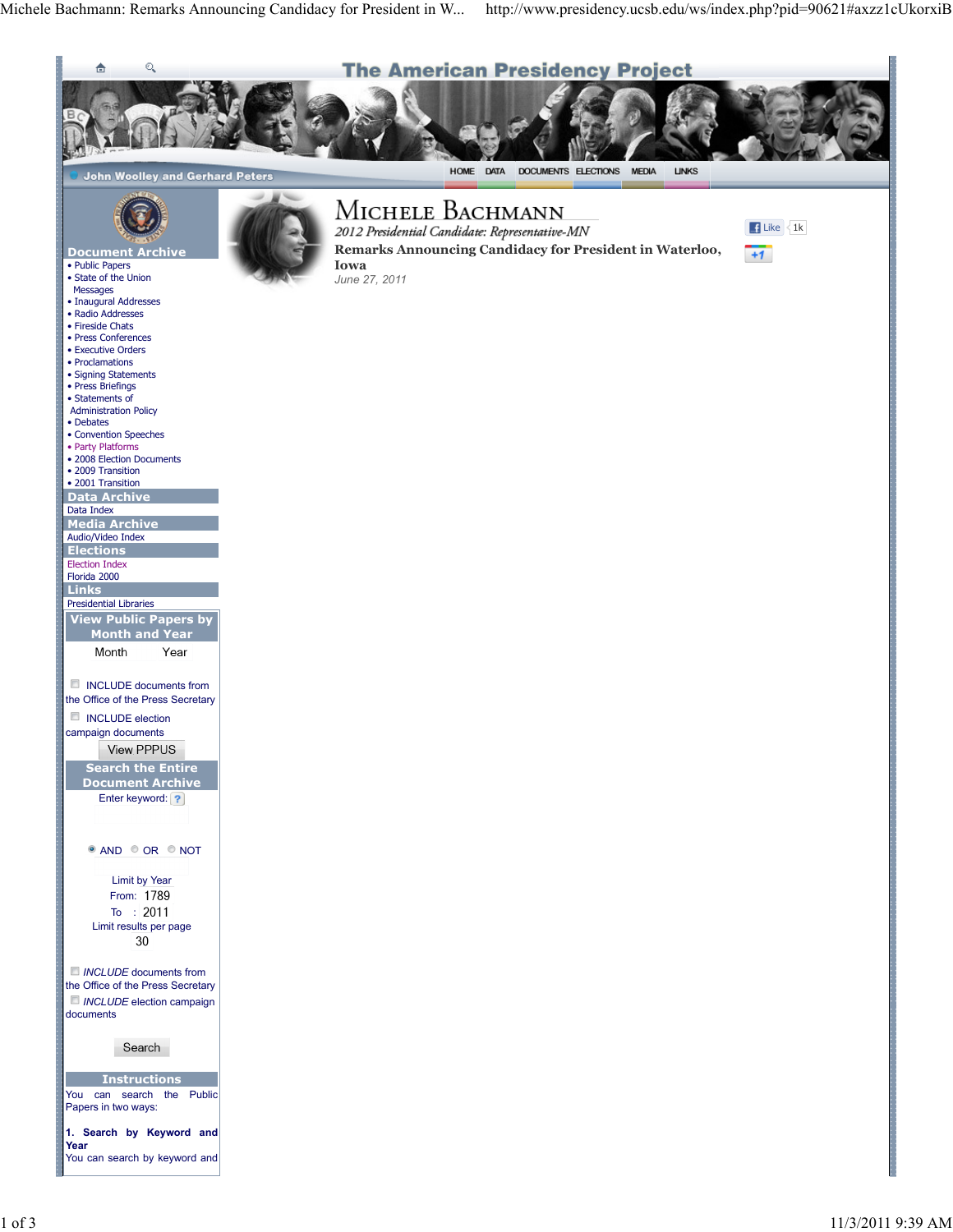The American Presidency Project

John Woolley and Gerhard Peters

HOME DATA DOCUMENTS ELECTIONS MEDIA LINKS

**Document Archive**
- Public Papers
- State of the Union Messages
- Inaugural Addresses
- Radio Addresses
- Fireside Chats
- Press Conferences
- Executive Orders
- Proclamations
- Signing Statements
- Press Briefings
- Statements of Administration Policy
- Debates
- Convention Speeches
- Party Platforms
- 2008 Election Documents
- 2009 Transition
- 2001 Transition

**Data Archive**
Data Index

**Media Archive**
Audio/Video Index

**Elections**
Election Index
Florida 2000

**Links**
Presidential Libraries

**View Public Papers by Month and Year**
Month Year

INCLUDE documents from the Office of the Press Secretary

INCLUDE election campaign documents

View PPPUS

**Search the Entire Document Archive**
Enter keyword:

AND OR NOT

Limit by Year
From: 1789
To : 2011
Limit results per page
30

*INCLUDE* documents from the Office of the Press Secretary

*INCLUDE* election campaign documents

Search

**Instructions**
You can search the Public Papers in two ways:

**1. Search by Keyword and Year**
You can search by keyword and

# Michele Bachmann

*2012 Presidential Candidate: Representative-MN*

**Remarks Announcing Candidacy for President in Waterloo, Iowa**

*June 27, 2011*

Like 1k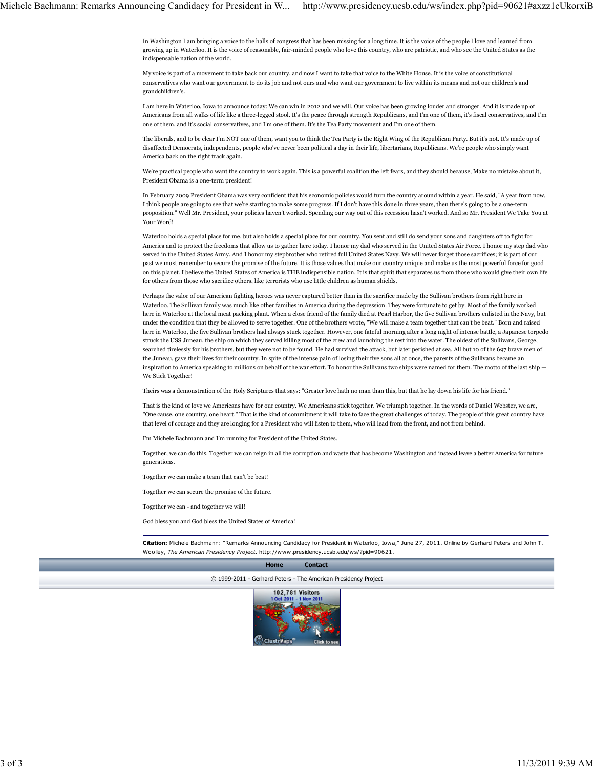In Washington I am bringing a voice to the halls of congress that has been missing for a long time. It is the voice of the people I love and learned from growing up in Waterloo. It is the voice of reasonable, fair-minded people who love this country, who are patriotic, and who see the United States as the indispensable nation of the world.

My voice is part of a movement to take back our country, and now I want to take that voice to the White House. It is the voice of constitutional conservatives who want our government to do its job and not ours and who want our government to live within its means and not our children's and grandchildren's.

I am here in Waterloo, Iowa to announce today: We can win in 2012 and we will. Our voice has been growing louder and stronger. And it is made up of Americans from all walks of life like a three-legged stool. It's the peace through strength Republicans, and I'm one of them, it's fiscal conservatives, and I'm one of them, and it's social conservatives, and I'm one of them. It's the Tea Party movement and I'm one of them.

The liberals, and to be clear I'm NOT one of them, want you to think the Tea Party is the Right Wing of the Republican Party. But it's not. It's made up of disaffected Democrats, independents, people who've never been political a day in their life, libertarians, Republicans. We're people who simply want America back on the right track again.

We're practical people who want the country to work again. This is a powerful coalition the left fears, and they should because, Make no mistake about it, President Obama is a one-term president!

In February 2009 President Obama was very confident that his economic policies would turn the country around within a year. He said, "A year from now, I think people are going to see that we're starting to make some progress. If I don't have this done in three years, then there's going to be a one-term proposition." Well Mr. President, your policies haven't worked. Spending our way out of this recession hasn't worked. And so Mr. President We Take You at Your Word!

Waterloo holds a special place for me, but also holds a special place for our country. You sent and still do send your sons and daughters off to fight for America and to protect the freedoms that allow us to gather here today. I honor my dad who served in the United States Air Force. I honor my step dad who served in the United States Army. And I honor my stepbrother who retired full United States Navy. We will never forget those sacrifices; it is part of our past we must remember to secure the promise of the future. It is those values that make our country unique and make us the most powerful force for good on this planet. I believe the United States of America is THE indispensible nation. It is that spirit that separates us from those who would give their own life for others from those who sacrifice others, like terrorists who use little children as human shields.

Perhaps the valor of our American fighting heroes was never captured better than in the sacrifice made by the Sullivan brothers from right here in Waterloo. The Sullivan family was much like other families in America during the depression. They were fortunate to get by. Most of the family worked here in Waterloo at the local meat packing plant. When a close friend of the family died at Pearl Harbor, the five Sullivan brothers enlisted in the Navy, but under the condition that they be allowed to serve together. One of the brothers wrote, "We will make a team together that can't be beat." Born and raised here in Waterloo, the five Sullivan brothers had always stuck together. However, one fateful morning after a long night of intense battle, a Japanese torpedo struck the USS Juneau, the ship on which they served killing most of the crew and launching the rest into the water. The oldest of the Sullivans, George, searched tirelessly for his brothers, but they were not to be found. He had survived the attack, but later perished at sea. All but 10 of the 697 brave men of the Juneau, gave their lives for their country. In spite of the intense pain of losing their five sons all at once, the parents of the Sullivans became an inspiration to America speaking to millions on behalf of the war effort. To honor the Sullivans two ships were named for them. The motto of the last ship — We Stick Together!

Theirs was a demonstration of the Holy Scriptures that says: "Greater love hath no man than this, but that he lay down his life for his friend."

That is the kind of love we Americans have for our country. We Americans stick together. We triumph together. In the words of Daniel Webster, we are, "One cause, one country, one heart." That is the kind of commitment it will take to face the great challenges of today. The people of this great country have that level of courage and they are longing for a President who will listen to them, who will lead from the front, and not from behind.

I'm Michele Bachmann and I'm running for President of the United States.

Together, we can do this. Together we can reign in all the corruption and waste that has become Washington and instead leave a better America for future generations.

Together we can make a team that can't be beat!

Together we can secure the promise of the future.

Together we can - and together we will!

God bless you and God bless the United States of America!

---

**Citation:** Michele Bachmann: "Remarks Announcing Candidacy for President in Waterloo, Iowa," June 27, 2011. Online by Gerhard Peters and John T. Woolley, *The American Presidency Project*. http://www.presidency.ucsb.edu/ws/?pid=90621.

**Home** **Contact**

© 1999-2011 - Gerhard Peters - The American Presidency Project

102,781 Visitors
1 Oct 2011 - 1 Nov 2011
ClustrMaps
Click to see